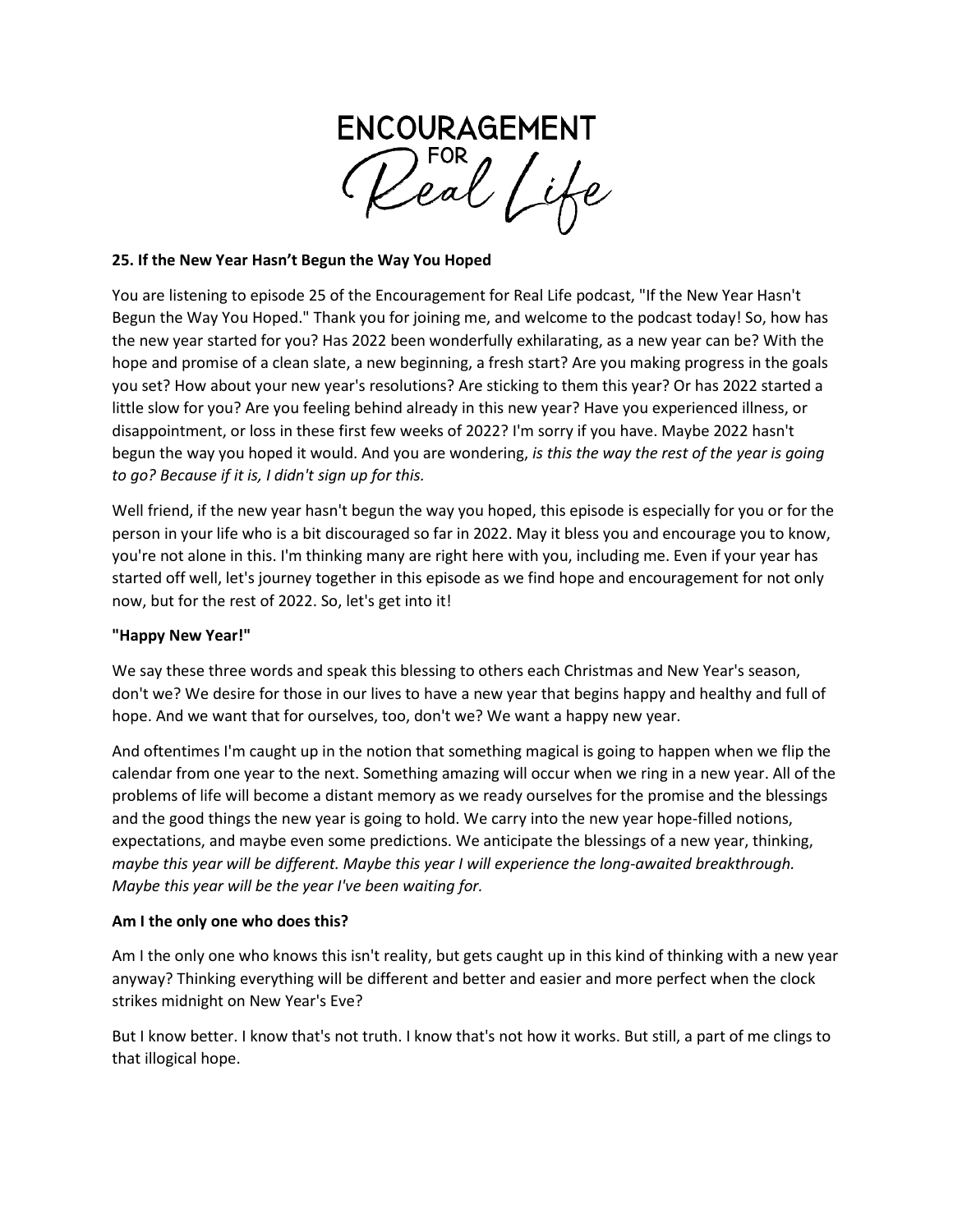# ENCOURAGEMENT FOR Real Life

**25. If the New Year Hasn't Begun the Way You Hoped**

You are listening to episode 25 of the Encouragement for Real Life podcast, "If the New Year Hasn't Begun the Way You Hoped." Thank you for joining me, and welcome to the podcast today! So, how has the new year started for you? Has 2022 been wonderfully exhilarating, as a new year can be? With the hope and promise of a clean slate, a new beginning, a fresh start? Are you making progress in the goals you set? How about your new year's resolutions? Are sticking to them this year? Or has 2022 started a little slow for you? Are you feeling behind already in this new year? Have you experienced illness, or disappointment, or loss in these first few weeks of 2022? I'm sorry if you have. Maybe 2022 hasn't begun the way you hoped it would. And you are wondering, *is this the way the rest of the year is going to go? Because if it is, I didn't sign up for this.*

Well friend, if the new year hasn't begun the way you hoped, this episode is especially for you or for the person in your life who is a bit discouraged so far in 2022. May it bless you and encourage you to know, you're not alone in this. I'm thinking many are right here with you, including me. Even if your year has started off well, let's journey together in this episode as we find hope and encouragement for not only now, but for the rest of 2022. So, let's get into it!

**"Happy New Year!"**

We say these three words and speak this blessing to others each Christmas and New Year's season, don't we? We desire for those in our lives to have a new year that begins happy and healthy and full of hope. And we want that for ourselves, too, don't we? We want a happy new year.

And oftentimes I'm caught up in the notion that something magical is going to happen when we flip the calendar from one year to the next. Something amazing will occur when we ring in a new year. All of the problems of life will become a distant memory as we ready ourselves for the promise and the blessings and the good things the new year is going to hold. We carry into the new year hope-filled notions, expectations, and maybe even some predictions. We anticipate the blessings of a new year, thinking, *maybe this year will be different. Maybe this year I will experience the long-awaited breakthrough. Maybe this year will be the year I've been waiting for.*

**Am I the only one who does this?**

Am I the only one who knows this isn't reality, but gets caught up in this kind of thinking with a new year anyway? Thinking everything will be different and better and easier and more perfect when the clock strikes midnight on New Year's Eve?

But I know better. I know that's not truth. I know that's not how it works. But still, a part of me clings to that illogical hope.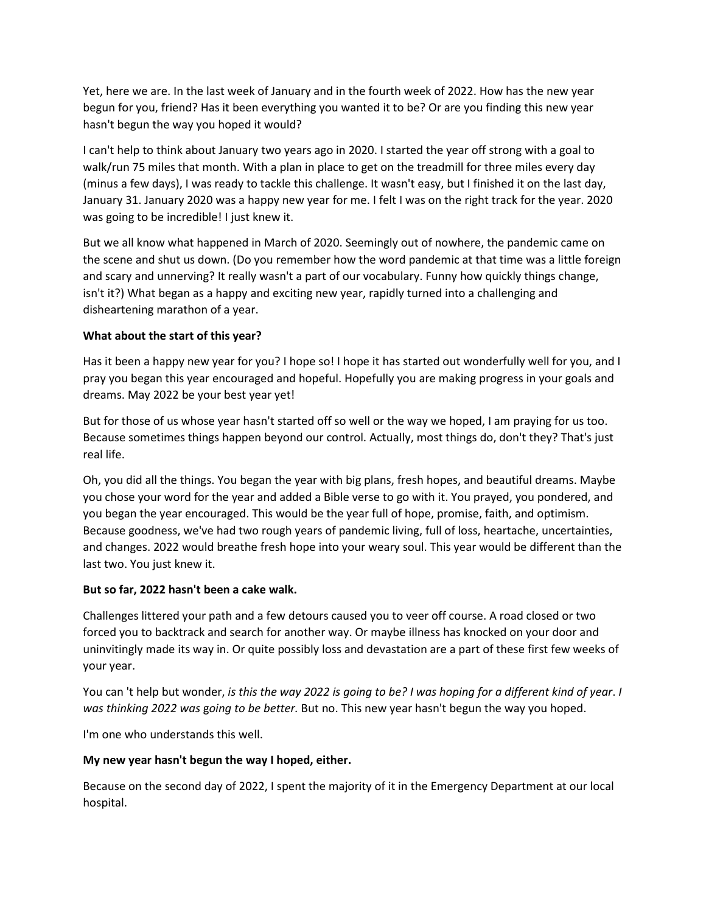Yet, here we are. In the last week of January and in the fourth week of 2022. How has the new year begun for you, friend? Has it been everything you wanted it to be? Or are you finding this new year hasn't begun the way you hoped it would?

I can't help to think about January two years ago in 2020. I started the year off strong with a goal to walk/run 75 miles that month. With a plan in place to get on the treadmill for three miles every day (minus a few days), I was ready to tackle this challenge. It wasn't easy, but I finished it on the last day, January 31. January 2020 was a happy new year for me. I felt I was on the right track for the year. 2020 was going to be incredible! I just knew it.

But we all know what happened in March of 2020. Seemingly out of nowhere, the pandemic came on the scene and shut us down. (Do you remember how the word pandemic at that time was a little foreign and scary and unnerving? It really wasn't a part of our vocabulary. Funny how quickly things change, isn't it?) What began as a happy and exciting new year, rapidly turned into a challenging and disheartening marathon of a year.

**What about the start of this year?**

Has it been a happy new year for you? I hope so! I hope it has started out wonderfully well for you, and I pray you began this year encouraged and hopeful. Hopefully you are making progress in your goals and dreams. May 2022 be your best year yet!

But for those of us whose year hasn't started off so well or the way we hoped, I am praying for us too. Because sometimes things happen beyond our control. Actually, most things do, don't they? That's just real life.

Oh, you did all the things. You began the year with big plans, fresh hopes, and beautiful dreams. Maybe you chose your word for the year and added a Bible verse to go with it. You prayed, you pondered, and you began the year encouraged. This would be the year full of hope, promise, faith, and optimism. Because goodness, we've had two rough years of pandemic living, full of loss, heartache, uncertainties, and changes. 2022 would breathe fresh hope into your weary soul. This year would be different than the last two. You just knew it.

**But so far, 2022 hasn't been a cake walk.**

Challenges littered your path and a few detours caused you to veer off course. A road closed or two forced you to backtrack and search for another way. Or maybe illness has knocked on your door and uninvitingly made its way in. Or quite possibly loss and devastation are a part of these first few weeks of your year.

You can 't help but wonder, *is this the way 2022 is going to be? I was hoping for a different kind of year. I was thinking 2022 was going to be better.* But no. This new year hasn't begun the way you hoped.

I'm one who understands this well.

**My new year hasn't begun the way I hoped, either.**

Because on the second day of 2022, I spent the majority of it in the Emergency Department at our local hospital.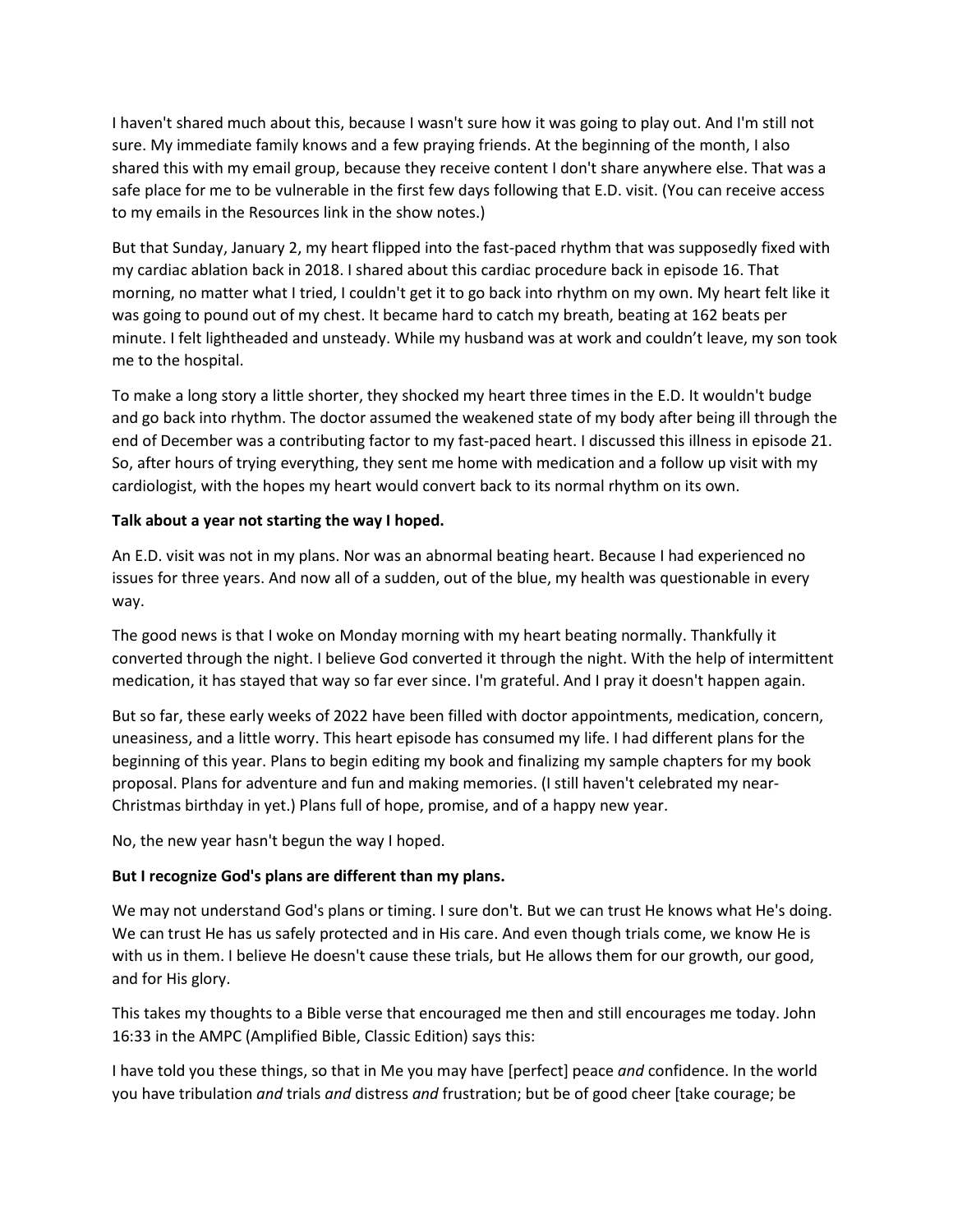I haven't shared much about this, because I wasn't sure how it was going to play out. And I'm still not sure. My immediate family knows and a few praying friends. At the beginning of the month, I also shared this with my email group, because they receive content I don't share anywhere else. That was a safe place for me to be vulnerable in the first few days following that E.D. visit. (You can receive access to my emails in the Resources link in the show notes.)

But that Sunday, January 2, my heart flipped into the fast-paced rhythm that was supposedly fixed with my cardiac ablation back in 2018. I shared about this cardiac procedure back in episode 16. That morning, no matter what I tried, I couldn't get it to go back into rhythm on my own. My heart felt like it was going to pound out of my chest. It became hard to catch my breath, beating at 162 beats per minute. I felt lightheaded and unsteady. While my husband was at work and couldn't leave, my son took me to the hospital.

To make a long story a little shorter, they shocked my heart three times in the E.D. It wouldn't budge and go back into rhythm. The doctor assumed the weakened state of my body after being ill through the end of December was a contributing factor to my fast-paced heart. I discussed this illness in episode 21. So, after hours of trying everything, they sent me home with medication and a follow up visit with my cardiologist, with the hopes my heart would convert back to its normal rhythm on its own.

**Talk about a year not starting the way I hoped.**

An E.D. visit was not in my plans. Nor was an abnormal beating heart. Because I had experienced no issues for three years. And now all of a sudden, out of the blue, my health was questionable in every way.

The good news is that I woke on Monday morning with my heart beating normally. Thankfully it converted through the night. I believe God converted it through the night. With the help of intermittent medication, it has stayed that way so far ever since. I'm grateful. And I pray it doesn't happen again.

But so far, these early weeks of 2022 have been filled with doctor appointments, medication, concern, uneasiness, and a little worry. This heart episode has consumed my life. I had different plans for the beginning of this year. Plans to begin editing my book and finalizing my sample chapters for my book proposal. Plans for adventure and fun and making memories. (I still haven't celebrated my near-Christmas birthday in yet.) Plans full of hope, promise, and of a happy new year.

No, the new year hasn't begun the way I hoped.

**But I recognize God's plans are different than my plans.**

We may not understand God's plans or timing. I sure don't. But we can trust He knows what He's doing. We can trust He has us safely protected and in His care. And even though trials come, we know He is with us in them. I believe He doesn't cause these trials, but He allows them for our growth, our good, and for His glory.

This takes my thoughts to a Bible verse that encouraged me then and still encourages me today. John 16:33 in the AMPC (Amplified Bible, Classic Edition) says this:

I have told you these things, so that in Me you may have [perfect] peace *and* confidence. In the world you have tribulation *and* trials *and* distress *and* frustration; but be of good cheer [take courage; be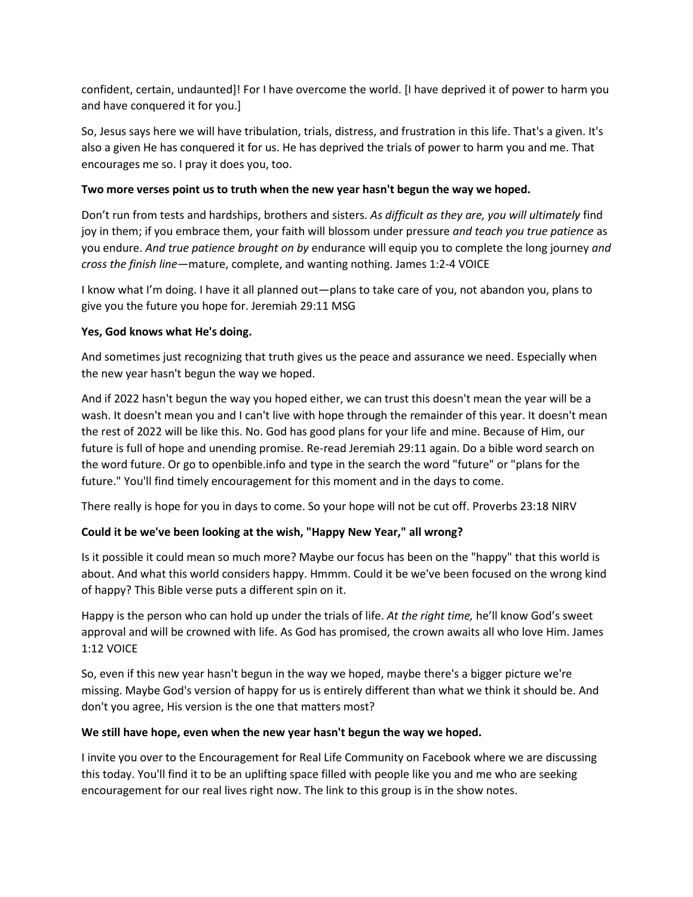confident, certain, undaunted]! For I have overcome the world. [I have deprived it of power to harm you and have conquered it for you.]

So, Jesus says here we will have tribulation, trials, distress, and frustration in this life. That's a given. It's also a given He has conquered it for us. He has deprived the trials of power to harm you and me. That encourages me so. I pray it does you, too.

**Two more verses point us to truth when the new year hasn't begun the way we hoped.**

Don't run from tests and hardships, brothers and sisters. *As difficult as they are, you will ultimately* find joy in them; if you embrace them, your faith will blossom under pressure *and teach you true patience* as you endure. *And true patience brought on by* endurance will equip you to complete the long journey *and cross the finish line*—mature, complete, and wanting nothing. James 1:2-4 VOICE

I know what I'm doing. I have it all planned out—plans to take care of you, not abandon you, plans to give you the future you hope for. Jeremiah 29:11 MSG

**Yes, God knows what He's doing.**

And sometimes just recognizing that truth gives us the peace and assurance we need. Especially when the new year hasn't begun the way we hoped.

And if 2022 hasn't begun the way you hoped either, we can trust this doesn't mean the year will be a wash. It doesn't mean you and I can't live with hope through the remainder of this year. It doesn't mean the rest of 2022 will be like this. No. God has good plans for your life and mine. Because of Him, our future is full of hope and unending promise. Re-read Jeremiah 29:11 again. Do a bible word search on the word future. Or go to openbible.info and type in the search the word "future" or "plans for the future." You'll find timely encouragement for this moment and in the days to come.

There really is hope for you in days to come. So your hope will not be cut off. Proverbs 23:18 NIRV

**Could it be we've been looking at the wish, "Happy New Year," all wrong?**

Is it possible it could mean so much more? Maybe our focus has been on the "happy" that this world is about. And what this world considers happy. Hmmm. Could it be we've been focused on the wrong kind of happy? This Bible verse puts a different spin on it.

Happy is the person who can hold up under the trials of life. *At the right time,* he'll know God's sweet approval and will be crowned with life. As God has promised, the crown awaits all who love Him. James 1:12 VOICE

So, even if this new year hasn't begun in the way we hoped, maybe there's a bigger picture we're missing. Maybe God's version of happy for us is entirely different than what we think it should be. And don't you agree, His version is the one that matters most?

**We still have hope, even when the new year hasn't begun the way we hoped.**

I invite you over to the Encouragement for Real Life Community on Facebook where we are discussing this today. You'll find it to be an uplifting space filled with people like you and me who are seeking encouragement for our real lives right now. The link to this group is in the show notes.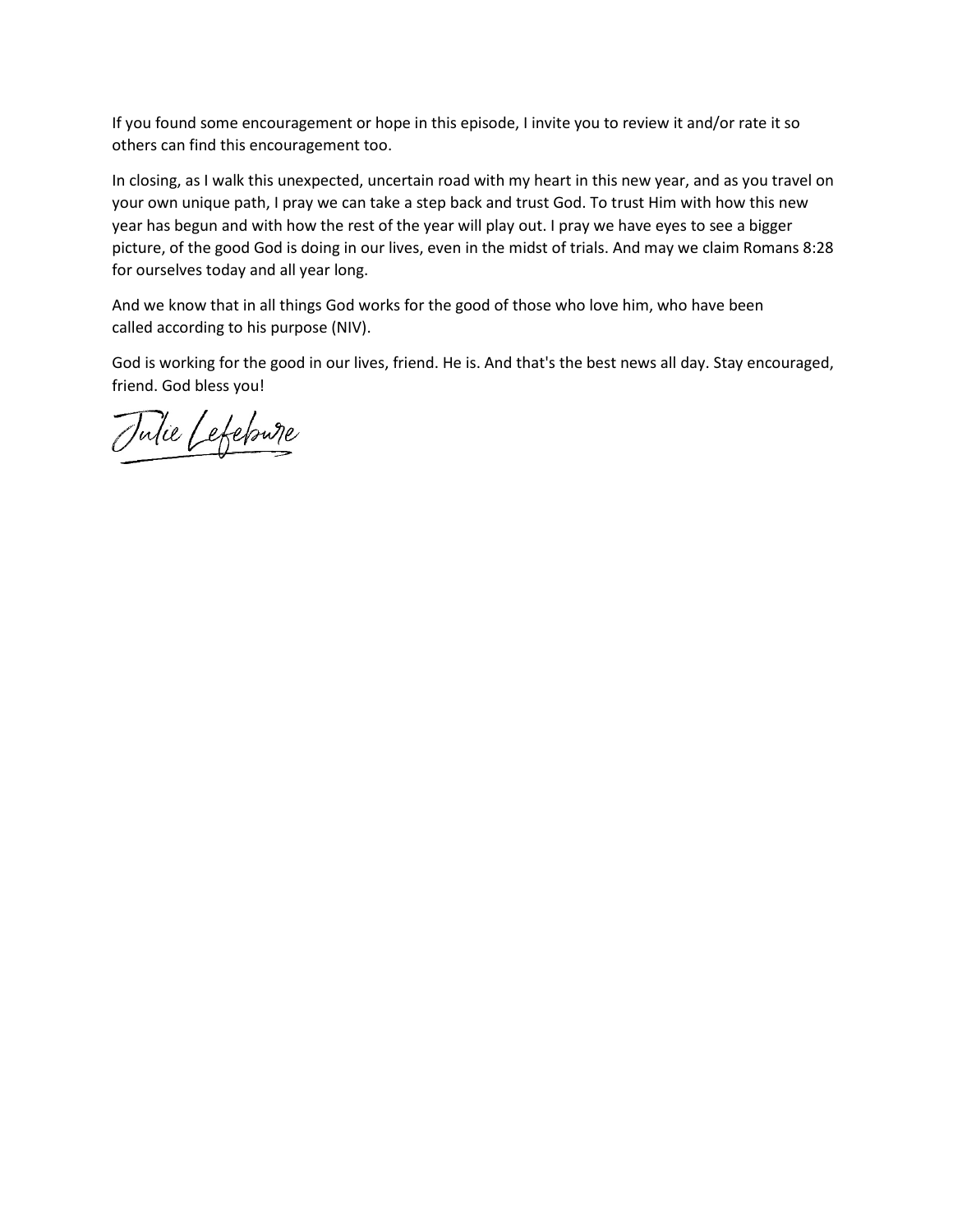If you found some encouragement or hope in this episode, I invite you to review it and/or rate it so others can find this encouragement too.

In closing, as I walk this unexpected, uncertain road with my heart in this new year, and as you travel on your own unique path, I pray we can take a step back and trust God. To trust Him with how this new year has begun and with how the rest of the year will play out. I pray we have eyes to see a bigger picture, of the good God is doing in our lives, even in the midst of trials. And may we claim Romans 8:28 for ourselves today and all year long.

And we know that in all things God works for the good of those who love him, who have been called according to his purpose (NIV).

God is working for the good in our lives, friend. He is. And that's the best news all day. Stay encouraged, friend. God bless you!

Julie Lefebvre